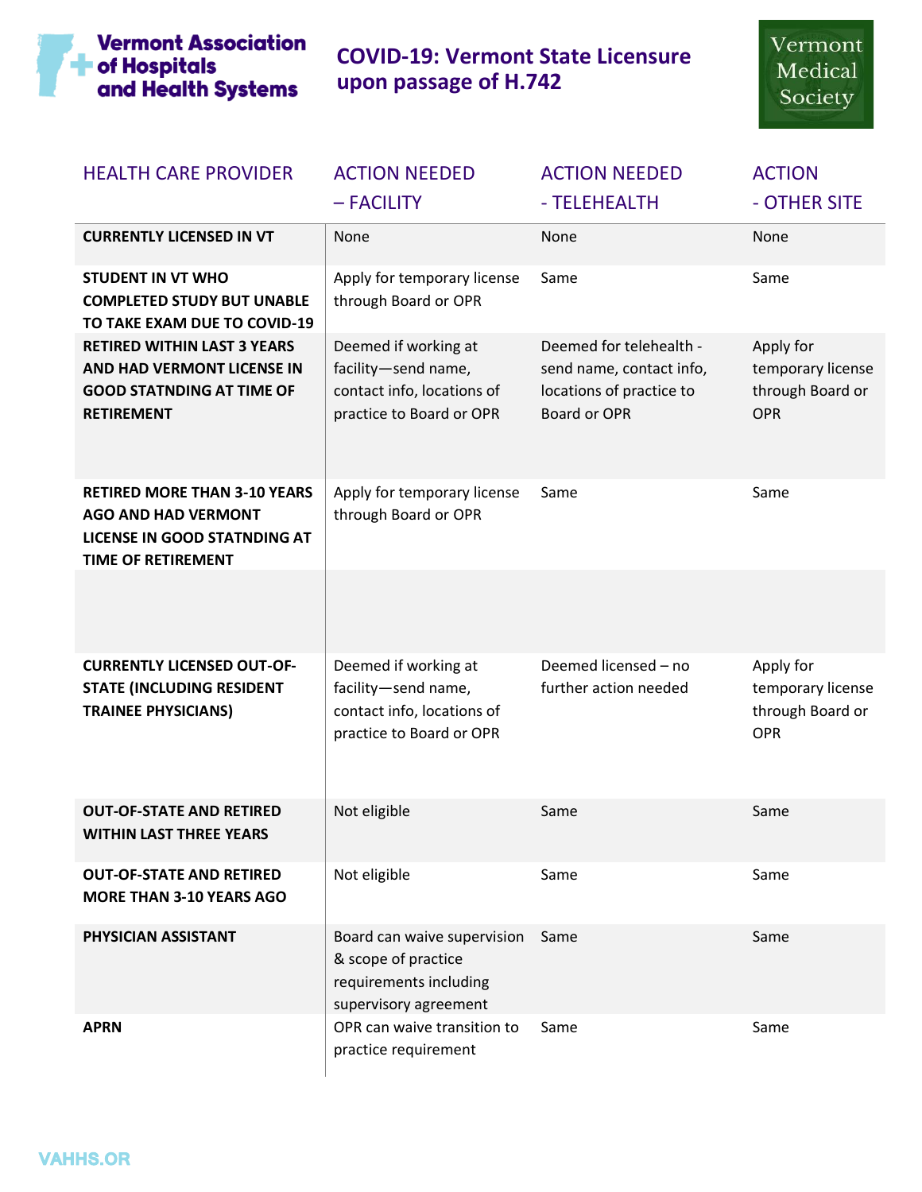Vermont Association of Hospitals and Health Systems

# COVID-19: Vermont State Licensure upon passage of H.742

Vermont Medical Society

| HEALTH CARE PROVIDER | ACTION NEEDED – FACILITY | ACTION NEEDED - TELEHEALTH | ACTION - OTHER SITE |
|---|---|---|---|
| **CURRENTLY LICENSED IN VT** | None | None | None |
| **STUDENT IN VT WHO COMPLETED STUDY BUT UNABLE TO TAKE EXAM DUE TO COVID-19** | Apply for temporary license through Board or OPR | Same | Same |
| **RETIRED WITHIN LAST 3 YEARS AND HAD VERMONT LICENSE IN GOOD STATNDING AT TIME OF RETIREMENT** | Deemed if working at facility—send name, contact info, locations of practice to Board or OPR | Deemed for telehealth - send name, contact info, locations of practice to Board or OPR | Apply for temporary license through Board or OPR |
| **RETIRED MORE THAN 3-10 YEARS AGO AND HAD VERMONT LICENSE IN GOOD STATNDING AT TIME OF RETIREMENT** | Apply for temporary license through Board or OPR | Same | Same |
| | | | |
| **CURRENTLY LICENSED OUT-OF-STATE (INCLUDING RESIDENT TRAINEE PHYSICIANS)** | Deemed if working at facility—send name, contact info, locations of practice to Board or OPR | Deemed licensed – no further action needed | Apply for temporary license through Board or OPR |
| **OUT-OF-STATE AND RETIRED WITHIN LAST THREE YEARS** | Not eligible | Same | Same |
| **OUT-OF-STATE AND RETIRED MORE THAN 3-10 YEARS AGO** | Not eligible | Same | Same |
| **PHYSICIAN ASSISTANT** | Board can waive supervision & scope of practice requirements including supervisory agreement | Same | Same |
| **APRN** | OPR can waive transition to practice requirement | Same | Same |

VAHHS.OR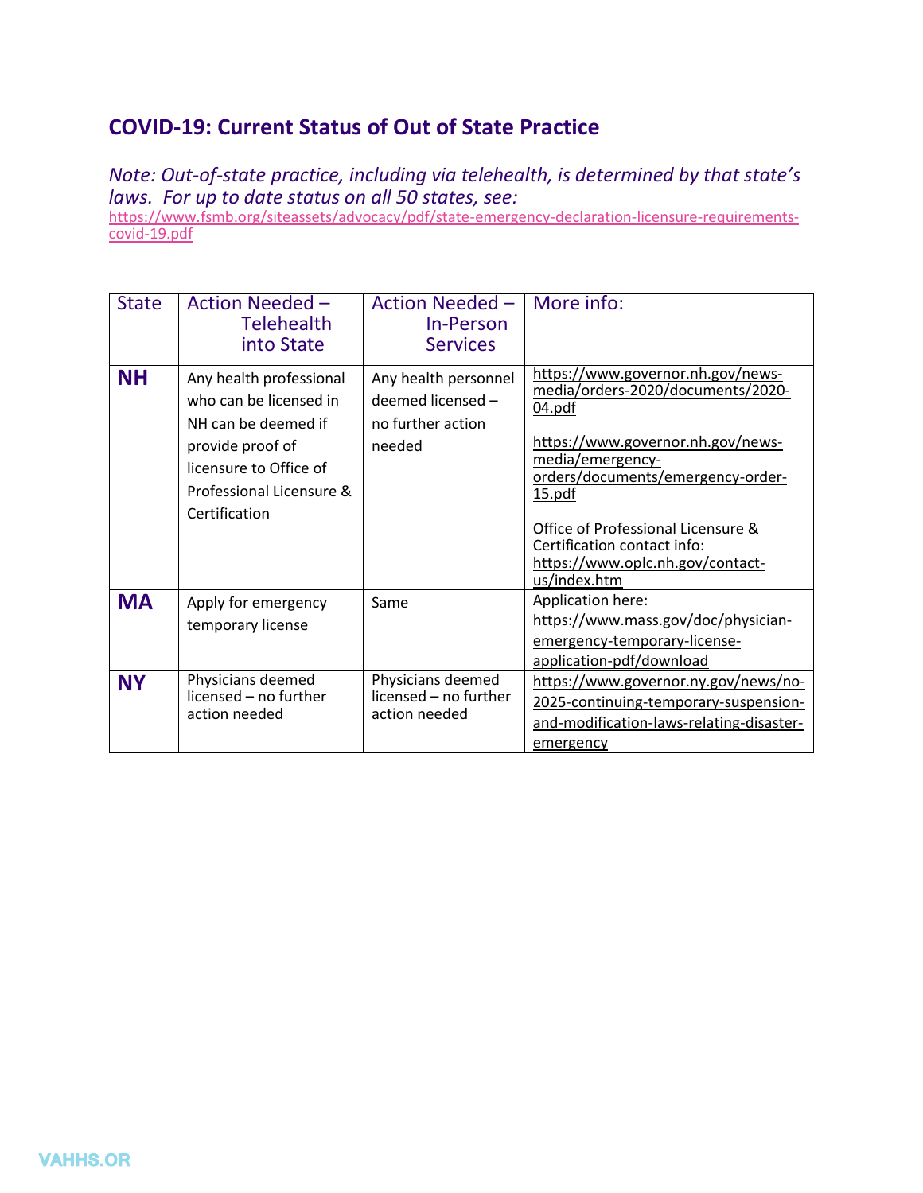## COVID-19: Current Status of Out of State Practice

*Note: Out-of-state practice, including via telehealth, is determined by that state's laws. For up to date status on all 50 states, see:*
https://www.fsmb.org/siteassets/advocacy/pdf/state-emergency-declaration-licensure-requirements-covid-19.pdf

| State | Action Needed – Telehealth into State | Action Needed – In-Person Services | More info: |
|---|---|---|---|
| **NH** | Any health professional who can be licensed in NH can be deemed if provide proof of licensure to Office of Professional Licensure & Certification | Any health personnel deemed licensed – no further action needed | https://www.governor.nh.gov/news-media/orders-2020/documents/2020-04.pdf<br><br>https://www.governor.nh.gov/news-media/emergency-orders/documents/emergency-order-15.pdf<br><br>Office of Professional Licensure & Certification contact info: https://www.oplc.nh.gov/contact-us/index.htm |
| **MA** | Apply for emergency temporary license | Same | Application here: https://www.mass.gov/doc/physician-emergency-temporary-license-application-pdf/download |
| **NY** | Physicians deemed licensed – no further action needed | Physicians deemed licensed – no further action needed | https://www.governor.ny.gov/news/no-2025-continuing-temporary-suspension-and-modification-laws-relating-disaster-emergency |